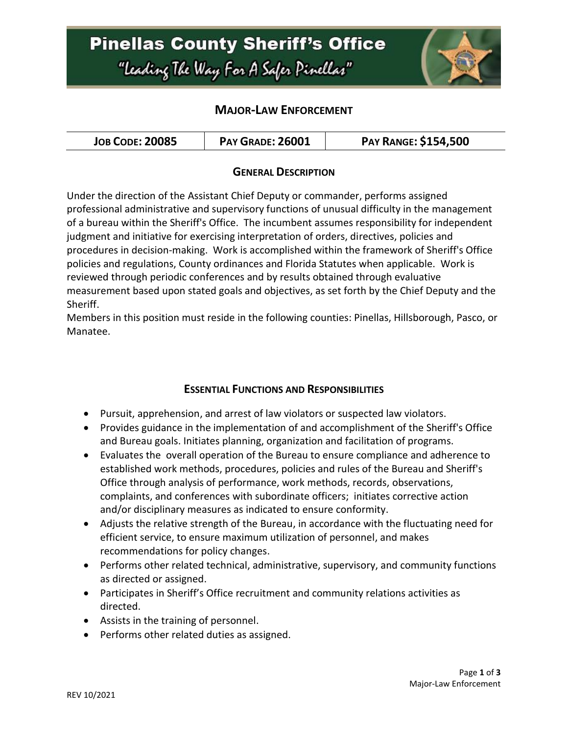# Pinellas County Sheriff's Office

"Leading The Way For A Safer Pinellas"

## MAJOR-LAW ENFORCEMENT

| JOB CODE: 20085 | PAY GRADE: 26001 | PAY RANGE: $154,500 |
|---|---|---|

### GENERAL DESCRIPTION

Under the direction of the Assistant Chief Deputy or commander, performs assigned professional administrative and supervisory functions of unusual difficulty in the management of a bureau within the Sheriff's Office. The incumbent assumes responsibility for independent judgment and initiative for exercising interpretation of orders, directives, policies and procedures in decision-making. Work is accomplished within the framework of Sheriff's Office policies and regulations, County ordinances and Florida Statutes when applicable. Work is reviewed through periodic conferences and by results obtained through evaluative measurement based upon stated goals and objectives, as set forth by the Chief Deputy and the Sheriff.

Members in this position must reside in the following counties: Pinellas, Hillsborough, Pasco, or Manatee.

### ESSENTIAL FUNCTIONS AND RESPONSIBILITIES

- Pursuit, apprehension, and arrest of law violators or suspected law violators.
- Provides guidance in the implementation of and accomplishment of the Sheriff's Office and Bureau goals. Initiates planning, organization and facilitation of programs.
- Evaluates the overall operation of the Bureau to ensure compliance and adherence to established work methods, procedures, policies and rules of the Bureau and Sheriff's Office through analysis of performance, work methods, records, observations, complaints, and conferences with subordinate officers; initiates corrective action and/or disciplinary measures as indicated to ensure conformity.
- Adjusts the relative strength of the Bureau, in accordance with the fluctuating need for efficient service, to ensure maximum utilization of personnel, and makes recommendations for policy changes.
- Performs other related technical, administrative, supervisory, and community functions as directed or assigned.
- Participates in Sheriff's Office recruitment and community relations activities as directed.
- Assists in the training of personnel.
- Performs other related duties as assigned.

REV 10/2021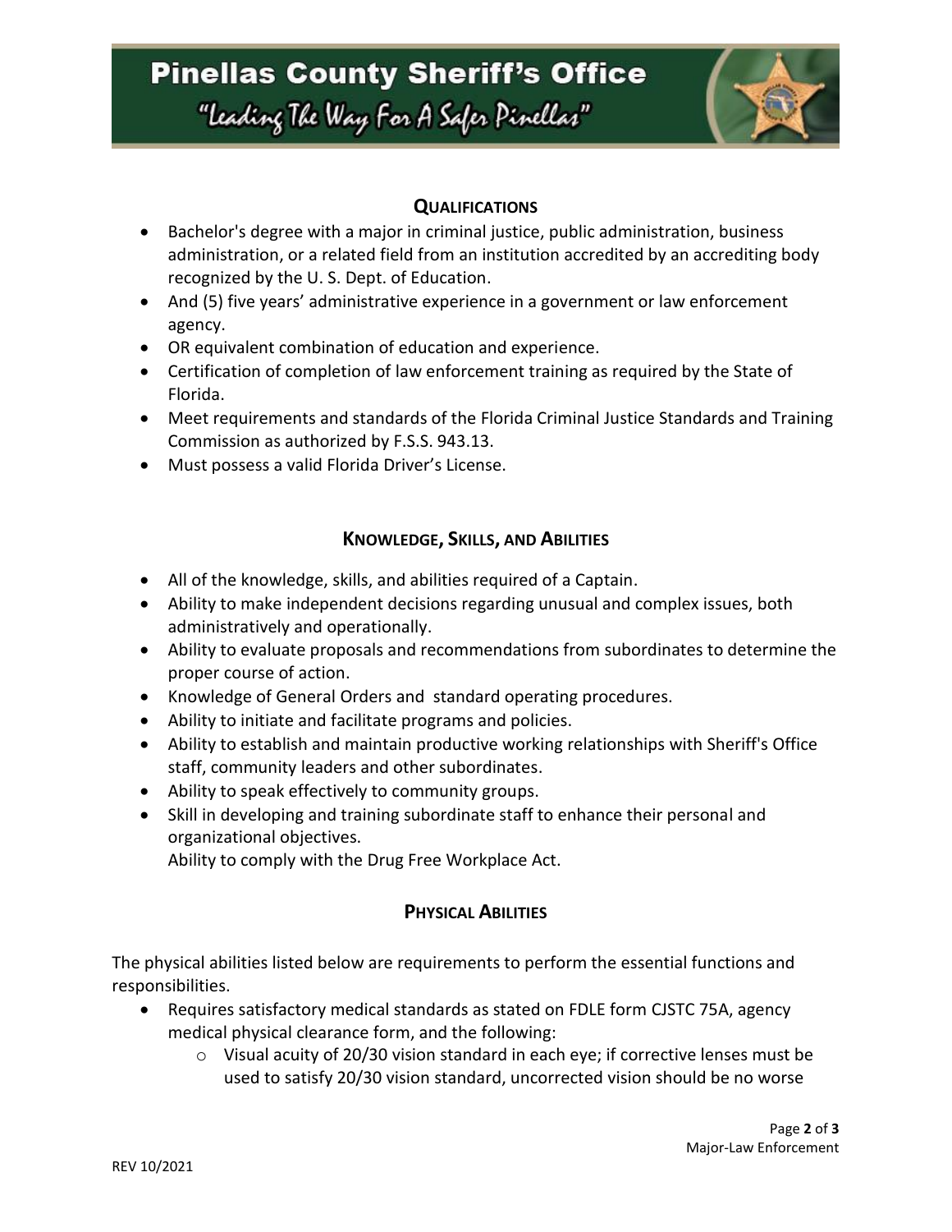## QUALIFICATIONS

- Bachelor's degree with a major in criminal justice, public administration, business administration, or a related field from an institution accredited by an accrediting body recognized by the U. S. Dept. of Education.
- And (5) five years' administrative experience in a government or law enforcement agency.
- OR equivalent combination of education and experience.
- Certification of completion of law enforcement training as required by the State of Florida.
- Meet requirements and standards of the Florida Criminal Justice Standards and Training Commission as authorized by F.S.S. 943.13.
- Must possess a valid Florida Driver's License.

## KNOWLEDGE, SKILLS, AND ABILITIES

- All of the knowledge, skills, and abilities required of a Captain.
- Ability to make independent decisions regarding unusual and complex issues, both administratively and operationally.
- Ability to evaluate proposals and recommendations from subordinates to determine the proper course of action.
- Knowledge of General Orders and standard operating procedures.
- Ability to initiate and facilitate programs and policies.
- Ability to establish and maintain productive working relationships with Sheriff's Office staff, community leaders and other subordinates.
- Ability to speak effectively to community groups.
- Skill in developing and training subordinate staff to enhance their personal and organizational objectives.
  Ability to comply with the Drug Free Workplace Act.

## PHYSICAL ABILITIES

The physical abilities listed below are requirements to perform the essential functions and responsibilities.

- Requires satisfactory medical standards as stated on FDLE form CJSTC 75A, agency medical physical clearance form, and the following:
  - Visual acuity of 20/30 vision standard in each eye; if corrective lenses must be used to satisfy 20/30 vision standard, uncorrected vision should be no worse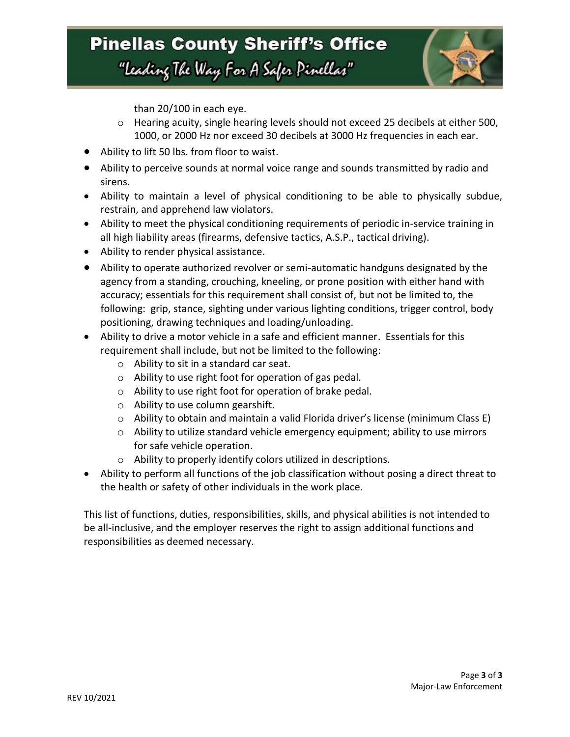than 20/100 in each eye.
    - Hearing acuity, single hearing levels should not exceed 25 decibels at either 500, 1000, or 2000 Hz nor exceed 30 decibels at 3000 Hz frequencies in each ear.
- Ability to lift 50 lbs. from floor to waist.
- Ability to perceive sounds at normal voice range and sounds transmitted by radio and sirens.
- Ability to maintain a level of physical conditioning to be able to physically subdue, restrain, and apprehend law violators.
- Ability to meet the physical conditioning requirements of periodic in-service training in all high liability areas (firearms, defensive tactics, A.S.P., tactical driving).
- Ability to render physical assistance.
- Ability to operate authorized revolver or semi-automatic handguns designated by the agency from a standing, crouching, kneeling, or prone position with either hand with accuracy; essentials for this requirement shall consist of, but not be limited to, the following: grip, stance, sighting under various lighting conditions, trigger control, body positioning, drawing techniques and loading/unloading.
- Ability to drive a motor vehicle in a safe and efficient manner. Essentials for this requirement shall include, but not be limited to the following:
    - Ability to sit in a standard car seat.
    - Ability to use right foot for operation of gas pedal.
    - Ability to use right foot for operation of brake pedal.
    - Ability to use column gearshift.
    - Ability to obtain and maintain a valid Florida driver's license (minimum Class E)
    - Ability to utilize standard vehicle emergency equipment; ability to use mirrors for safe vehicle operation.
    - Ability to properly identify colors utilized in descriptions.
- Ability to perform all functions of the job classification without posing a direct threat to the health or safety of other individuals in the work place.

This list of functions, duties, responsibilities, skills, and physical abilities is not intended to be all-inclusive, and the employer reserves the right to assign additional functions and responsibilities as deemed necessary.

Major-Law Enforcement

REV 10/2021